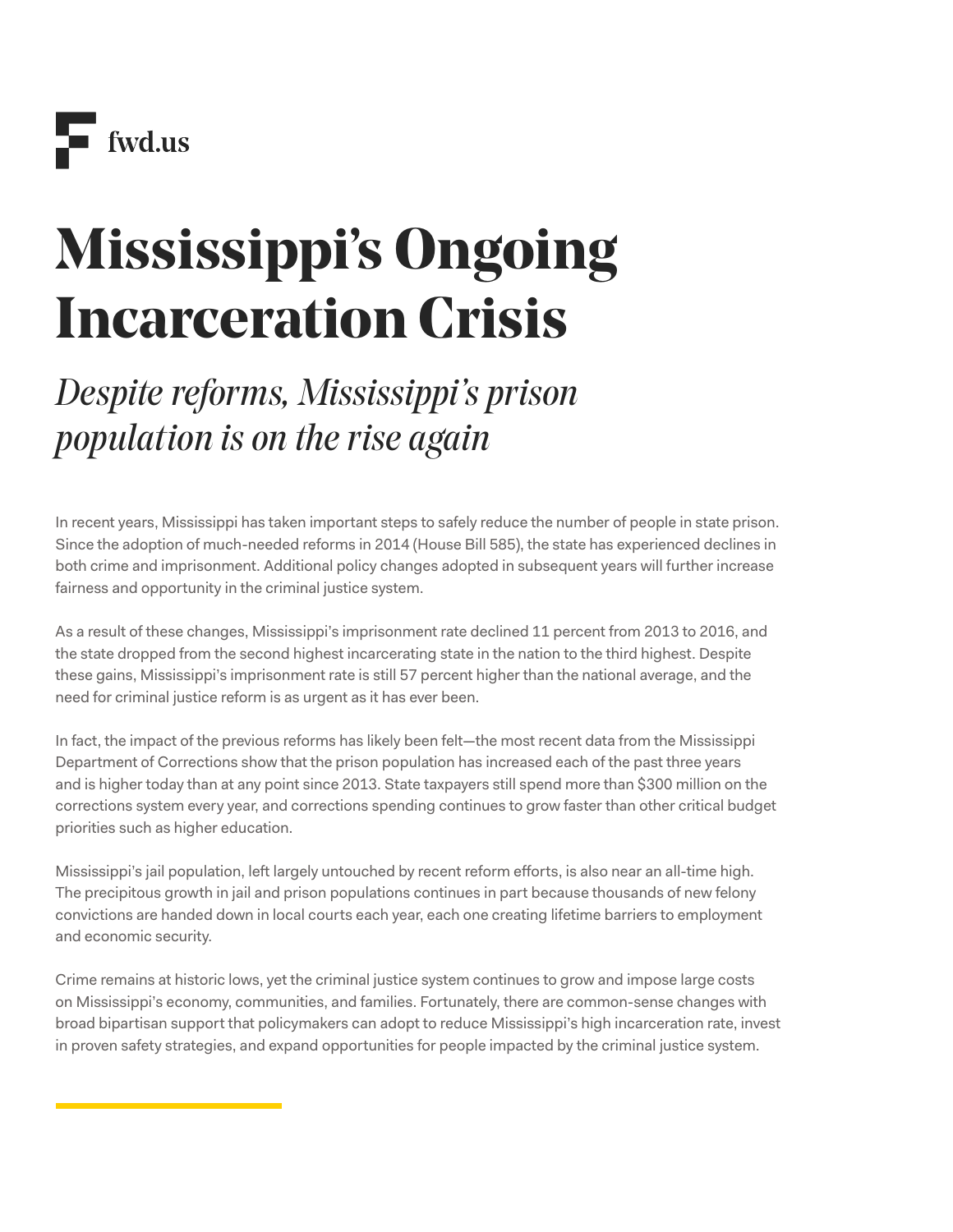fwd.us

# Mississippi's Ongoing Incarceration Crisis

## *Despite reforms, Mississippi's prison population is on the rise again*

In recent years, Mississippi has taken important steps to safely reduce the number of people in state prison. Since the adoption of much-needed reforms in 2014 (House Bill 585), the state has experienced declines in both crime and imprisonment. Additional policy changes adopted in subsequent years will further increase fairness and opportunity in the criminal justice system.

As a result of these changes, Mississippi's imprisonment rate declined 11 percent from 2013 to 2016, and the state dropped from the second highest incarcerating state in the nation to the third highest. Despite these gains, Mississippi's imprisonment rate is still 57 percent higher than the national average, and the need for criminal justice reform is as urgent as it has ever been.

In fact, the impact of the previous reforms has likely been felt—the most recent data from the Mississippi Department of Corrections show that the prison population has increased each of the past three years and is higher today than at any point since 2013. State taxpayers still spend more than $300 million on the corrections system every year, and corrections spending continues to grow faster than other critical budget priorities such as higher education.

Mississippi's jail population, left largely untouched by recent reform efforts, is also near an all-time high. The precipitous growth in jail and prison populations continues in part because thousands of new felony convictions are handed down in local courts each year, each one creating lifetime barriers to employment and economic security.

Crime remains at historic lows, yet the criminal justice system continues to grow and impose large costs on Mississippi's economy, communities, and families. Fortunately, there are common-sense changes with broad bipartisan support that policymakers can adopt to reduce Mississippi's high incarceration rate, invest in proven safety strategies, and expand opportunities for people impacted by the criminal justice system.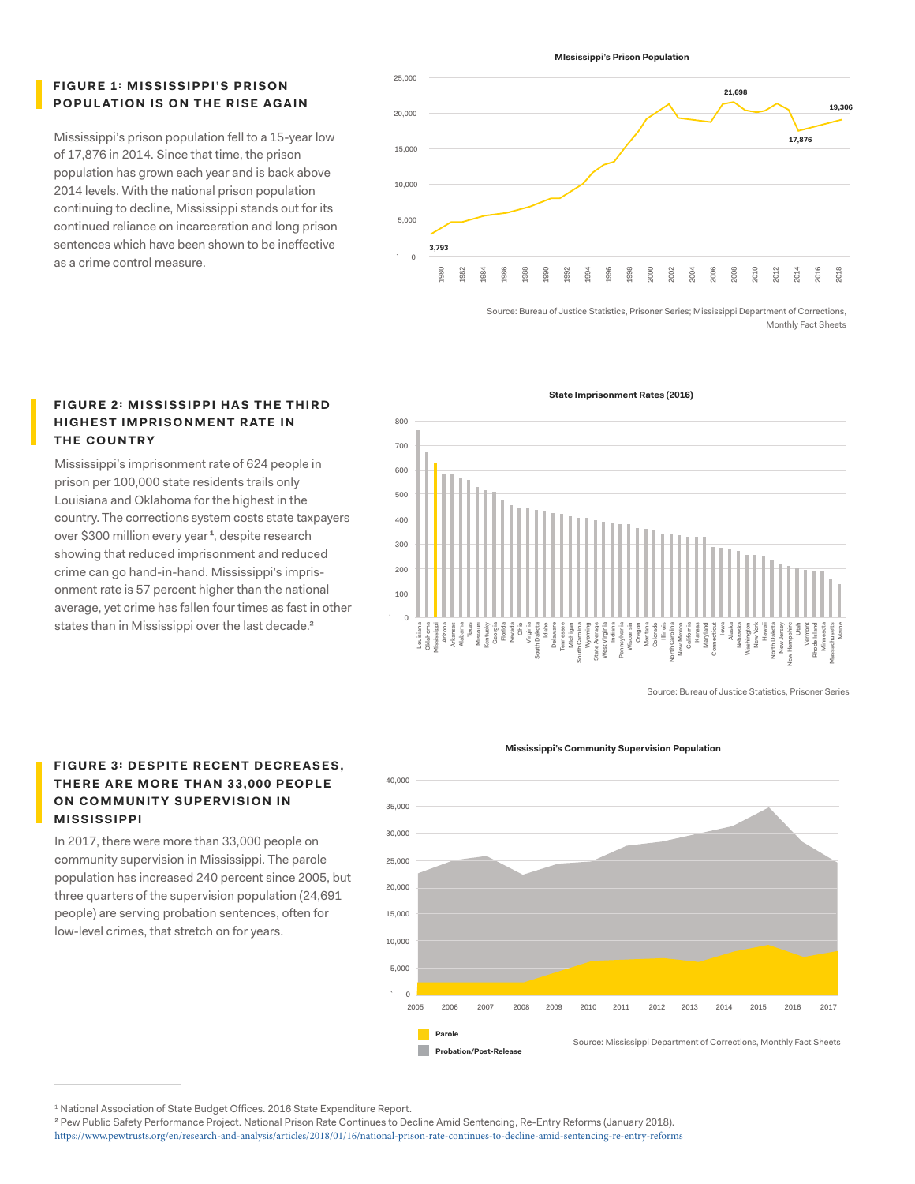### FIGURE 1: MISSISSIPPI'S PRISON POPULATION IS ON THE RISE AGAIN

Mississippi's prison population fell to a 15-year low of 17,876 in 2014. Since that time, the prison population has grown each year and is back above 2014 levels. With the national prison population continuing to decline, Mississippi stands out for its continued reliance on incarceration and long prison sentences which have been shown to be ineffective as a crime control measure.

**MIssissippi's Prison Population**

Source: Bureau of Justice Statistics, Prisoner Series; Mississippi Department of Corrections, Monthly Fact Sheets

### FIGURE 2: MISSISSIPPI HAS THE THIRD HIGHEST IMPRISONMENT RATE IN THE COUNTRY

Mississippi's imprisonment rate of 624 people in prison per 100,000 state residents trails only Louisiana and Oklahoma for the highest in the country. The corrections system costs state taxpayers over $300 million every year[1], despite research showing that reduced imprisonment and reduced crime can go hand-in-hand. Mississippi's imprisonment rate is 57 percent higher than the national average, yet crime has fallen four times as fast in other states than in Mississippi over the last decade.[2]

**State Imprisonment Rates (2016)**

Source: Bureau of Justice Statistics, Prisoner Series

### FIGURE 3: DESPITE RECENT DECREASES, THERE ARE MORE THAN 33,000 PEOPLE ON COMMUNITY SUPERVISION IN MISSISSIPPI

In 2017, there were more than 33,000 people on community supervision in Mississippi. The parole population has increased 240 percent since 2005, but three quarters of the supervision population (24,691 people) are serving probation sentences, often for low-level crimes, that stretch on for years.

**Mississippi's Community Supervision Population**

Source: Mississippi Department of Corrections, Monthly Fact Sheets

---

[1] National Association of State Budget Offices. 2016 State Expenditure Report.

[2] Pew Public Safety Performance Project. National Prison Rate Continues to Decline Amid Sentencing, Re-Entry Reforms (January 2018). https://www.pewtrusts.org/en/research-and-analysis/articles/2018/01/16/national-prison-rate-continues-to-decline-amid-sentencing-re-entry-reforms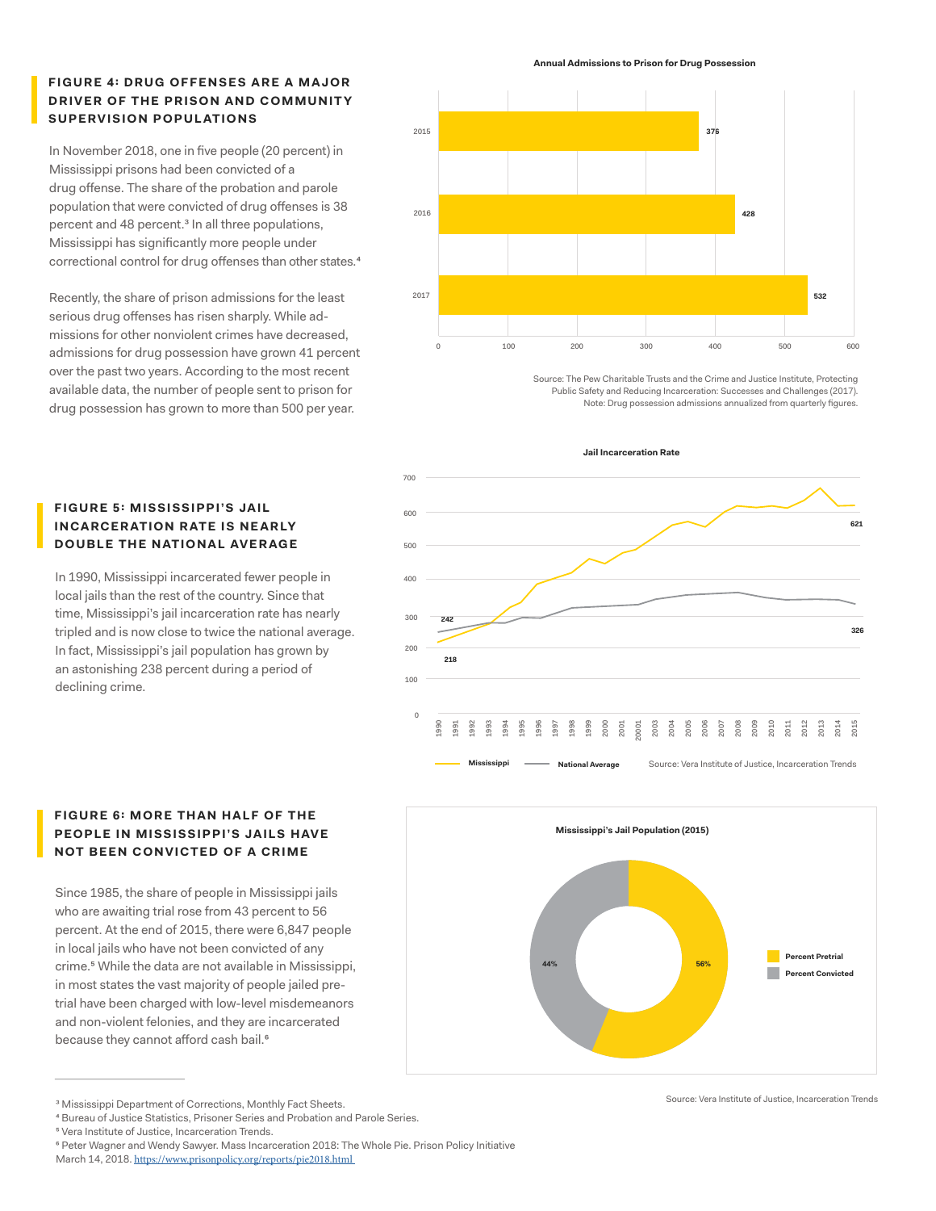### FIGURE 4: DRUG OFFENSES ARE A MAJOR DRIVER OF THE PRISON AND COMMUNITY SUPERVISION POPULATIONS

In November 2018, one in five people (20 percent) in Mississippi prisons had been convicted of a drug offense. The share of the probation and parole population that were convicted of drug offenses is 38 percent and 48 percent.[3] In all three populations, Mississippi has significantly more people under correctional control for drug offenses than other states.[4]

Recently, the share of prison admissions for the least serious drug offenses has risen sharply. While admissions for other nonviolent crimes have decreased, admissions for drug possession have grown 41 percent over the past two years. According to the most recent available data, the number of people sent to prison for drug possession has grown to more than 500 per year.

**Annual Admissions to Prison for Drug Possession**

| Year | Admissions |
|---|---|
| 2015 | 376 |
| 2016 | 428 |
| 2017 | 532 |

Source: The Pew Charitable Trusts and the Crime and Justice Institute, Protecting Public Safety and Reducing Incarceration: Successes and Challenges (2017).
Note: Drug possession admissions annualized from quarterly figures.

### FIGURE 5: MISSISSIPPI'S JAIL INCARCERATION RATE IS NEARLY DOUBLE THE NATIONAL AVERAGE

In 1990, Mississippi incarcerated fewer people in local jails than the rest of the country. Since that time, Mississippi's jail incarceration rate has nearly tripled and is now close to twice the national average. In fact, Mississippi's jail population has grown by an astonishing 238 percent during a period of declining crime.

**Jail Incarceration Rate**

| | 1990 | 2015 |
|---|---|---|
| Mississippi | 218 | 621 |
| National Average | 242 | 326 |

Source: Vera Institute of Justice, Incarceration Trends

### FIGURE 6: MORE THAN HALF OF THE PEOPLE IN MISSISSIPPI'S JAILS HAVE NOT BEEN CONVICTED OF A CRIME

Since 1985, the share of people in Mississippi jails who are awaiting trial rose from 43 percent to 56 percent. At the end of 2015, there were 6,847 people in local jails who have not been convicted of any crime.[5] While the data are not available in Mississippi, in most states the vast majority of people jailed pretrial have been charged with low-level misdemeanors and non-violent felonies, and they are incarcerated because they cannot afford cash bail.[6]

**Mississippi's Jail Population (2015)**

| | Percent |
|---|---|
| Percent Pretrial | 56% |
| Percent Convicted | 44% |

Source: Vera Institute of Justice, Incarceration Trends

---

[3] Mississippi Department of Corrections, Monthly Fact Sheets.
[4] Bureau of Justice Statistics, Prisoner Series and Probation and Parole Series.
[5] Vera Institute of Justice, Incarceration Trends.
[6] Peter Wagner and Wendy Sawyer. Mass Incarceration 2018: The Whole Pie. Prison Policy Initiative March 14, 2018. https://www.prisonpolicy.org/reports/pie2018.html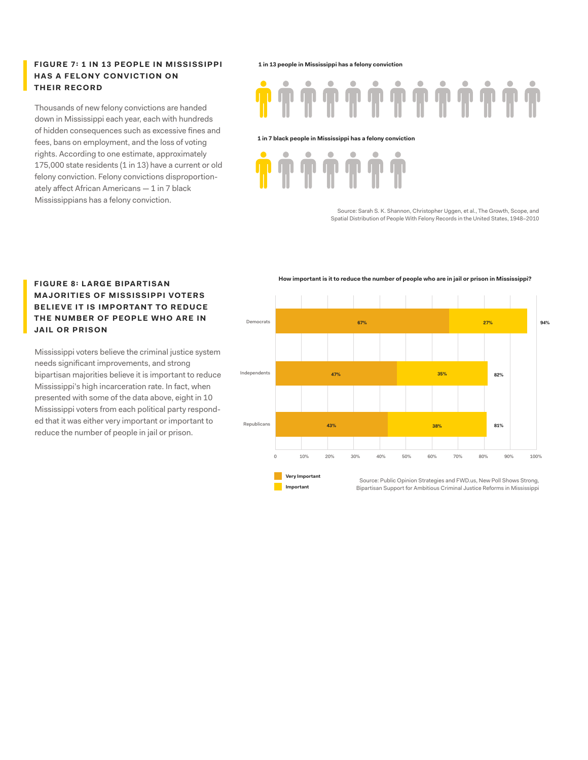## FIGURE 7: 1 IN 13 PEOPLE IN MISSISSIPPI HAS A FELONY CONVICTION ON THEIR RECORD

Thousands of new felony convictions are handed down in Mississippi each year, each with hundreds of hidden consequences such as excessive fines and fees, bans on employment, and the loss of voting rights. According to one estimate, approximately 175,000 state residents (1 in 13) have a current or old felony conviction. Felony convictions disproportionately affect African Americans — 1 in 7 black Mississippians has a felony conviction.

**1 in 13 people in Mississippi has a felony conviction**

**1 in 7 black people in Mississippi has a felony conviction**

Source: Sarah S. K. Shannon, Christopher Uggen, et al., The Growth, Scope, and Spatial Distribution of People With Felony Records in the United States, 1948–2010

## FIGURE 8: LARGE BIPARTISAN MAJORITIES OF MISSISSIPPI VOTERS BELIEVE IT IS IMPORTANT TO REDUCE THE NUMBER OF PEOPLE WHO ARE IN JAIL OR PRISON

Mississippi voters believe the criminal justice system needs significant improvements, and strong bipartisan majorities believe it is important to reduce Mississippi's high incarceration rate. In fact, when presented with some of the data above, eight in 10 Mississippi voters from each political party responded that it was either very important or important to reduce the number of people in jail or prison.

**How important is it to reduce the number of people who are in jail or prison in Mississippi?**

Democrats 67% 27% 94%

Independents 47% 35% 82%

Republicans 43% 38% 81%

0 10% 20% 30% 40% 50% 60% 70% 80% 90% 100%

Very Important

Important

Source: Public Opinion Strategies and FWD.us, New Poll Shows Strong, Bipartisan Support for Ambitious Criminal Justice Reforms in Mississippi